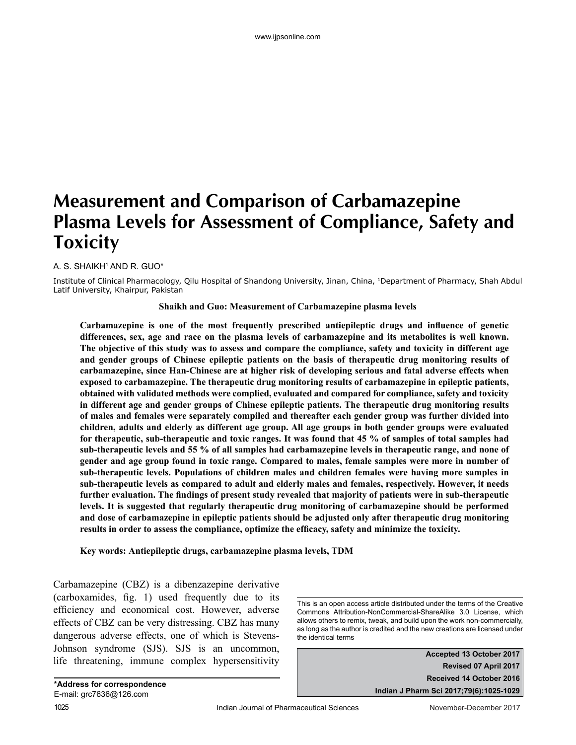# Measurement and Comparison of Carbamazepine Plasma Levels for Assessment of Compliance, Safety and Toxicity

A. S. SHAIKH[1] AND R. GUO*

Institute of Clinical Pharmacology, Qilu Hospital of Shandong University, Jinan, China, [1]Department of Pharmacy, Shah Abdul Latif University, Khairpur, Pakistan

**Shaikh and Guo: Measurement of Carbamazepine plasma levels**

**Carbamazepine is one of the most frequently prescribed antiepileptic drugs and influence of genetic differences, sex, age and race on the plasma levels of carbamazepine and its metabolites is well known. The objective of this study was to assess and compare the compliance, safety and toxicity in different age and gender groups of Chinese epileptic patients on the basis of therapeutic drug monitoring results of carbamazepine, since Han-Chinese are at higher risk of developing serious and fatal adverse effects when exposed to carbamazepine. The therapeutic drug monitoring results of carbamazepine in epileptic patients, obtained with validated methods were complied, evaluated and compared for compliance, safety and toxicity in different age and gender groups of Chinese epileptic patients. The therapeutic drug monitoring results of males and females were separately compiled and thereafter each gender group was further divided into children, adults and elderly as different age group. All age groups in both gender groups were evaluated for therapeutic, sub-therapeutic and toxic ranges. It was found that 45 % of samples of total samples had sub-therapeutic levels and 55 % of all samples had carbamazepine levels in therapeutic range, and none of gender and age group found in toxic range. Compared to males, female samples were more in number of sub-therapeutic levels. Populations of children males and children females were having more samples in sub-therapeutic levels as compared to adult and elderly males and females, respectively. However, it needs further evaluation. The findings of present study revealed that majority of patients were in sub-therapeutic levels. It is suggested that regularly therapeutic drug monitoring of carbamazepine should be performed and dose of carbamazepine in epileptic patients should be adjusted only after therapeutic drug monitoring results in order to assess the compliance, optimize the efficacy, safety and minimize the toxicity.**

**Key words: Antiepileptic drugs, carbamazepine plasma levels, TDM**

Carbamazepine (CBZ) is a dibenzazepine derivative (carboxamides, fig. 1) used frequently due to its efficiency and economical cost. However, adverse effects of CBZ can be very distressing. CBZ has many dangerous adverse effects, one of which is Stevens-Johnson syndrome (SJS). SJS is an uncommon, life threatening, immune complex hypersensitivity

**\*Address for correspondence**
E-mail: grc7636@126.com

This is an open access article distributed under the terms of the Creative Commons Attribution-NonCommercial-ShareAlike 3.0 License, which allows others to remix, tweak, and build upon the work non-commercially, as long as the author is credited and the new creations are licensed under the identical terms

**Accepted 13 October 2017**
**Revised 07 April 2017**
**Received 14 October 2016**
**Indian J Pharm Sci 2017;79(6):1025-1029**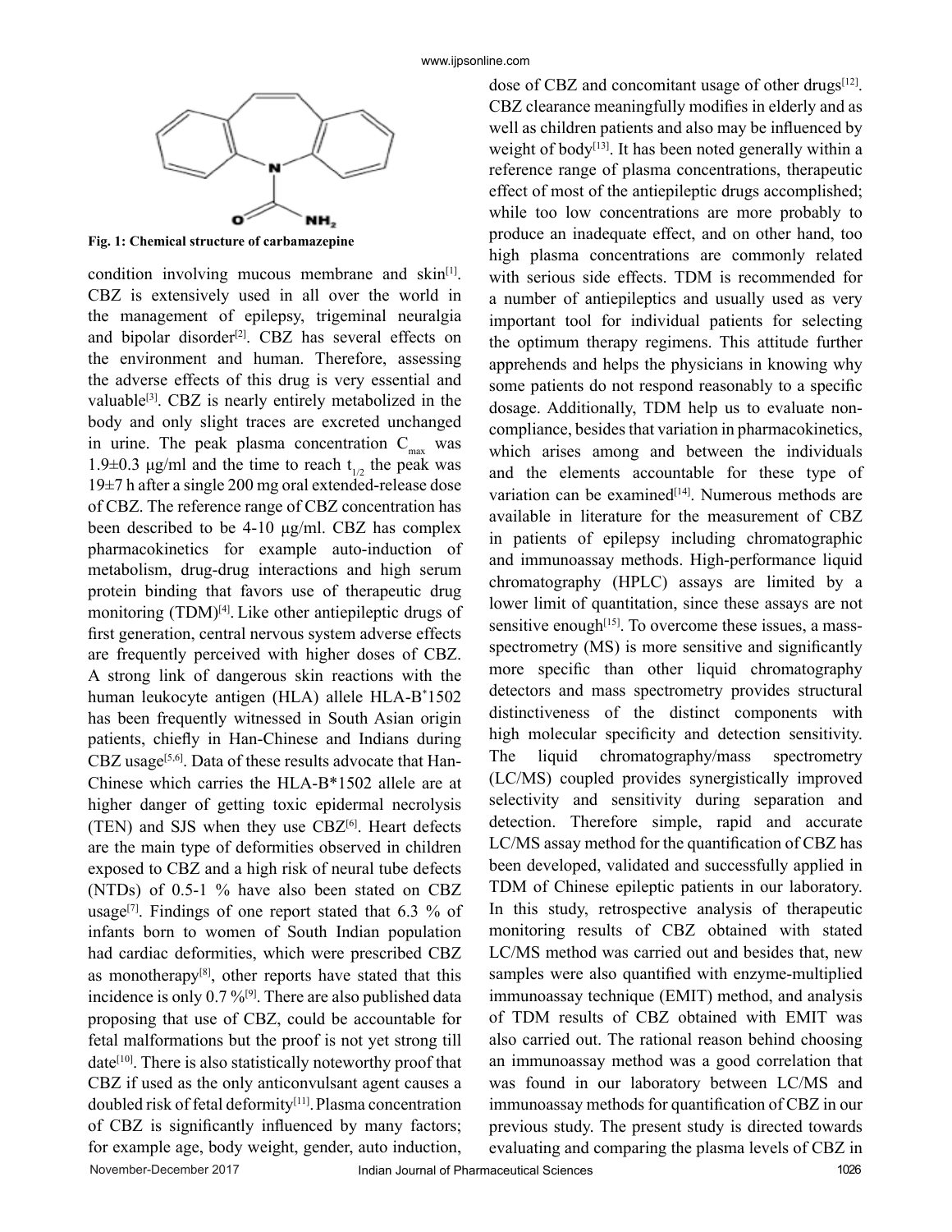Fig. 1: Chemical structure of carbamazepine

condition involving mucous membrane and skin[1]. CBZ is extensively used in all over the world in the management of epilepsy, trigeminal neuralgia and bipolar disorder[2]. CBZ has several effects on the environment and human. Therefore, assessing the adverse effects of this drug is very essential and valuable[3]. CBZ is nearly entirely metabolized in the body and only slight traces are excreted unchanged in urine. The peak plasma concentration $C_{max}$ was 1.9±0.3 μg/ml and the time to reach $t_{1/2}$ the peak was 19±7 h after a single 200 mg oral extended-release dose of CBZ. The reference range of CBZ concentration has been described to be 4-10 μg/ml. CBZ has complex pharmacokinetics for example auto-induction of metabolism, drug-drug interactions and high serum protein binding that favors use of therapeutic drug monitoring (TDM)[4]. Like other antiepileptic drugs of first generation, central nervous system adverse effects are frequently perceived with higher doses of CBZ. A strong link of dangerous skin reactions with the human leukocyte antigen (HLA) allele HLA-B*1502 has been frequently witnessed in South Asian origin patients, chiefly in Han-Chinese and Indians during CBZ usage[5,6]. Data of these results advocate that Han-Chinese which carries the HLA-B*1502 allele are at higher danger of getting toxic epidermal necrolysis (TEN) and SJS when they use CBZ[6]. Heart defects are the main type of deformities observed in children exposed to CBZ and a high risk of neural tube defects (NTDs) of 0.5-1 % have also been stated on CBZ usage[7]. Findings of one report stated that 6.3 % of infants born to women of South Indian population had cardiac deformities, which were prescribed CBZ as monotherapy[8], other reports have stated that this incidence is only 0.7 %[9]. There are also published data proposing that use of CBZ, could be accountable for fetal malformations but the proof is not yet strong till date[10]. There is also statistically noteworthy proof that CBZ if used as the only anticonvulsant agent causes a doubled risk of fetal deformity[11]. Plasma concentration of CBZ is significantly influenced by many factors; for example age, body weight, gender, auto induction, dose of CBZ and concomitant usage of other drugs[12]. CBZ clearance meaningfully modifies in elderly and as well as children patients and also may be influenced by weight of body[13]. It has been noted generally within a reference range of plasma concentrations, therapeutic effect of most of the antiepileptic drugs accomplished; while too low concentrations are more probably to produce an inadequate effect, and on other hand, too high plasma concentrations are commonly related with serious side effects. TDM is recommended for a number of antiepileptics and usually used as very important tool for individual patients for selecting the optimum therapy regimens. This attitude further apprehends and helps the physicians in knowing why some patients do not respond reasonably to a specific dosage. Additionally, TDM help us to evaluate non-compliance, besides that variation in pharmacokinetics, which arises among and between the individuals and the elements accountable for these type of variation can be examined[14]. Numerous methods are available in literature for the measurement of CBZ in patients of epilepsy including chromatographic and immunoassay methods. High-performance liquid chromatography (HPLC) assays are limited by a lower limit of quantitation, since these assays are not sensitive enough[15]. To overcome these issues, a mass-spectrometry (MS) is more sensitive and significantly more specific than other liquid chromatography detectors and mass spectrometry provides structural distinctiveness of the distinct components with high molecular specificity and detection sensitivity. The liquid chromatography/mass spectrometry (LC/MS) coupled provides synergistically improved selectivity and sensitivity during separation and detection. Therefore simple, rapid and accurate LC/MS assay method for the quantification of CBZ has been developed, validated and successfully applied in TDM of Chinese epileptic patients in our laboratory. In this study, retrospective analysis of therapeutic monitoring results of CBZ obtained with stated LC/MS method was carried out and besides that, new samples were also quantified with enzyme-multiplied immunoassay technique (EMIT) method, and analysis of TDM results of CBZ obtained with EMIT was also carried out. The rational reason behind choosing an immunoassay method was a good correlation that was found in our laboratory between LC/MS and immunoassay methods for quantification of CBZ in our previous study. The present study is directed towards evaluating and comparing the plasma levels of CBZ in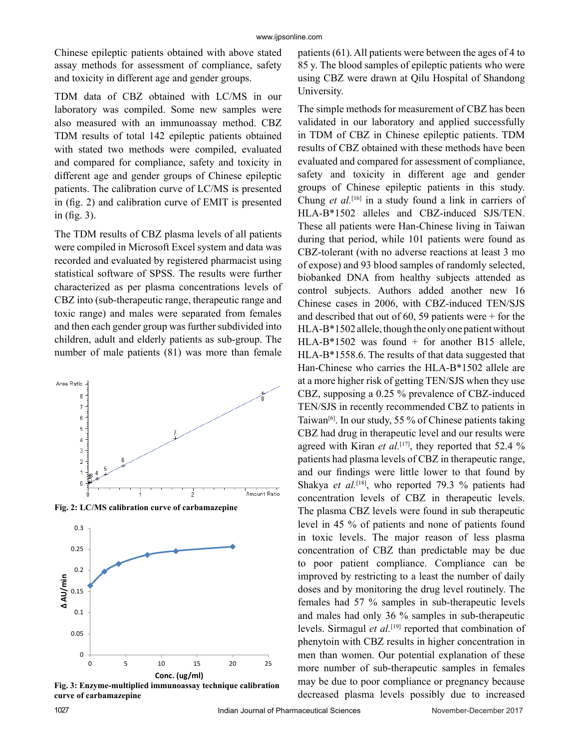Chinese epileptic patients obtained with above stated assay methods for assessment of compliance, safety and toxicity in different age and gender groups.

TDM data of CBZ obtained with LC/MS in our laboratory was compiled. Some new samples were also measured with an immunoassay method. CBZ TDM results of total 142 epileptic patients obtained with stated two methods were compiled, evaluated and compared for compliance, safety and toxicity in different age and gender groups of Chinese epileptic patients. The calibration curve of LC/MS is presented in (fig. 2) and calibration curve of EMIT is presented in (fig. 3).

The TDM results of CBZ plasma levels of all patients were compiled in Microsoft Excel system and data was recorded and evaluated by registered pharmacist using statistical software of SPSS. The results were further characterized as per plasma concentrations levels of CBZ into (sub-therapeutic range, therapeutic range and toxic range) and males were separated from females and then each gender group was further subdivided into children, adult and elderly patients as sub-group. The number of male patients (81) was more than female patients (61). All patients were between the ages of 4 to 85 y. The blood samples of epileptic patients who were using CBZ were drawn at Qilu Hospital of Shandong University.

**Fig. 2: LC/MS calibration curve of carbamazepine**

**Fig. 3: Enzyme-multiplied immunoassay technique calibration curve of carbamazepine**

The simple methods for measurement of CBZ has been validated in our laboratory and applied successfully in TDM of CBZ in Chinese epileptic patients. TDM results of CBZ obtained with these methods have been evaluated and compared for assessment of compliance, safety and toxicity in different age and gender groups of Chinese epileptic patients in this study. Chung *et al.*[16] in a study found a link in carriers of HLA-B*1502 alleles and CBZ-induced SJS/TEN. These all patients were Han-Chinese living in Taiwan during that period, while 101 patients were found as CBZ-tolerant (with no adverse reactions at least 3 mo of expose) and 93 blood samples of randomly selected, biobanked DNA from healthy subjects attended as control subjects. Authors added another new 16 Chinese cases in 2006, with CBZ-induced TEN/SJS and described that out of 60, 59 patients were + for the HLA-B*1502 allele, though the only one patient without HLA-B*1502 was found + for another B15 allele, HLA-B*1558.6. The results of that data suggested that Han-Chinese who carries the HLA-B*1502 allele are at a more higher risk of getting TEN/SJS when they use CBZ, supposing a 0.25 % prevalence of CBZ-induced TEN/SJS in recently recommended CBZ to patients in Taiwan[6]. In our study, 55 % of Chinese patients taking CBZ had drug in therapeutic level and our results were agreed with Kiran *et al.*[17], they reported that 52.4 % patients had plasma levels of CBZ in therapeutic range, and our findings were little lower to that found by Shakya *et al.*[18], who reported 79.3 % patients had concentration levels of CBZ in therapeutic levels. The plasma CBZ levels were found in sub therapeutic level in 45 % of patients and none of patients found in toxic levels. The major reason of less plasma concentration of CBZ than predictable may be due to poor patient compliance. Compliance can be improved by restricting to a least the number of daily doses and by monitoring the drug level routinely. The females had 57 % samples in sub-therapeutic levels and males had only 36 % samples in sub-therapeutic levels. Sirmagul *et al.*[19] reported that combination of phenytoin with CBZ results in higher concentration in men than women. Our potential explanation of these more number of sub-therapeutic samples in females may be due to poor compliance or pregnancy because decreased plasma levels possibly due to increased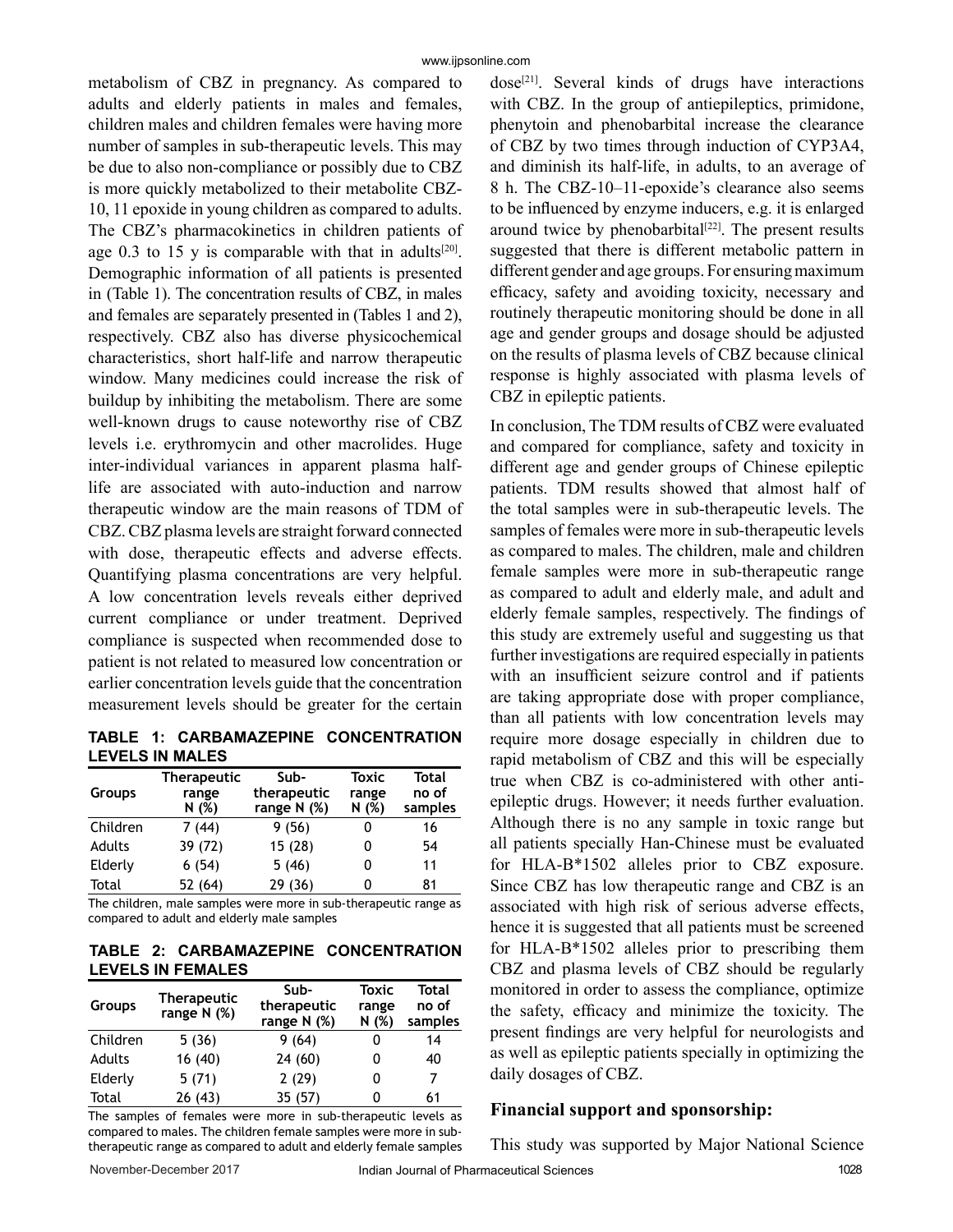metabolism of CBZ in pregnancy. As compared to adults and elderly patients in males and females, children males and children females were having more number of samples in sub-therapeutic levels. This may be due to also non-compliance or possibly due to CBZ is more quickly metabolized to their metabolite CBZ-10, 11 epoxide in young children as compared to adults. The CBZ's pharmacokinetics in children patients of age 0.3 to 15 y is comparable with that in adults[20]. Demographic information of all patients is presented in (Table 1). The concentration results of CBZ, in males and females are separately presented in (Tables 1 and 2), respectively. CBZ also has diverse physicochemical characteristics, short half-life and narrow therapeutic window. Many medicines could increase the risk of buildup by inhibiting the metabolism. There are some well-known drugs to cause noteworthy rise of CBZ levels i.e. erythromycin and other macrolides. Huge inter-individual variances in apparent plasma half-life are associated with auto-induction and narrow therapeutic window are the main reasons of TDM of CBZ. CBZ plasma levels are straight forward connected with dose, therapeutic effects and adverse effects. Quantifying plasma concentrations are very helpful. A low concentration levels reveals either deprived current compliance or under treatment. Deprived compliance is suspected when recommended dose to patient is not related to measured low concentration or earlier concentration levels guide that the concentration measurement levels should be greater for the certain dose[21]. Several kinds of drugs have interactions with CBZ. In the group of antiepileptics, primidone, phenytoin and phenobarbital increase the clearance of CBZ by two times through induction of CYP3A4, and diminish its half-life, in adults, to an average of 8 h. The CBZ-10–11-epoxide's clearance also seems to be influenced by enzyme inducers, e.g. it is enlarged around twice by phenobarbital[22]. The present results suggested that there is different metabolic pattern in different gender and age groups. For ensuring maximum efficacy, safety and avoiding toxicity, necessary and routinely therapeutic monitoring should be done in all age and gender groups and dosage should be adjusted on the results of plasma levels of CBZ because clinical response is highly associated with plasma levels of CBZ in epileptic patients.

**TABLE 1: CARBAMAZEPINE CONCENTRATION LEVELS IN MALES**

| Groups | Therapeutic range N (%) | Sub-therapeutic range N (%) | Toxic range N (%) | Total no of samples |
|---|---|---|---|---|
| Children | 7 (44) | 9 (56) | 0 | 16 |
| Adults | 39 (72) | 15 (28) | 0 | 54 |
| Elderly | 6 (54) | 5 (46) | 0 | 11 |
| Total | 52 (64) | 29 (36) | 0 | 81 |

The children, male samples were more in sub-therapeutic range as compared to adult and elderly male samples

**TABLE 2: CARBAMAZEPINE CONCENTRATION LEVELS IN FEMALES**

| Groups | Therapeutic range N (%) | Sub-therapeutic range N (%) | Toxic range N (%) | Total no of samples |
|---|---|---|---|---|
| Children | 5 (36) | 9 (64) | 0 | 14 |
| Adults | 16 (40) | 24 (60) | 0 | 40 |
| Elderly | 5 (71) | 2 (29) | 0 | 7 |
| Total | 26 (43) | 35 (57) | 0 | 61 |

The samples of females were more in sub-therapeutic levels as compared to males. The children female samples were more in sub-therapeutic range as compared to adult and elderly female samples

In conclusion, The TDM results of CBZ were evaluated and compared for compliance, safety and toxicity in different age and gender groups of Chinese epileptic patients. TDM results showed that almost half of the total samples were in sub-therapeutic levels. The samples of females were more in sub-therapeutic levels as compared to males. The children, male and children female samples were more in sub-therapeutic range as compared to adult and elderly male, and adult and elderly female samples, respectively. The findings of this study are extremely useful and suggesting us that further investigations are required especially in patients with an insufficient seizure control and if patients are taking appropriate dose with proper compliance, than all patients with low concentration levels may require more dosage especially in children due to rapid metabolism of CBZ and this will be especially true when CBZ is co-administered with other anti-epileptic drugs. However; it needs further evaluation. Although there is no any sample in toxic range but all patients specially Han-Chinese must be evaluated for HLA-B*1502 alleles prior to CBZ exposure. Since CBZ has low therapeutic range and CBZ is an associated with high risk of serious adverse effects, hence it is suggested that all patients must be screened for HLA-B*1502 alleles prior to prescribing them CBZ and plasma levels of CBZ should be regularly monitored in order to assess the compliance, optimize the safety, efficacy and minimize the toxicity. The present findings are very helpful for neurologists and as well as epileptic patients specially in optimizing the daily dosages of CBZ.

## Financial support and sponsorship:

This study was supported by Major National Science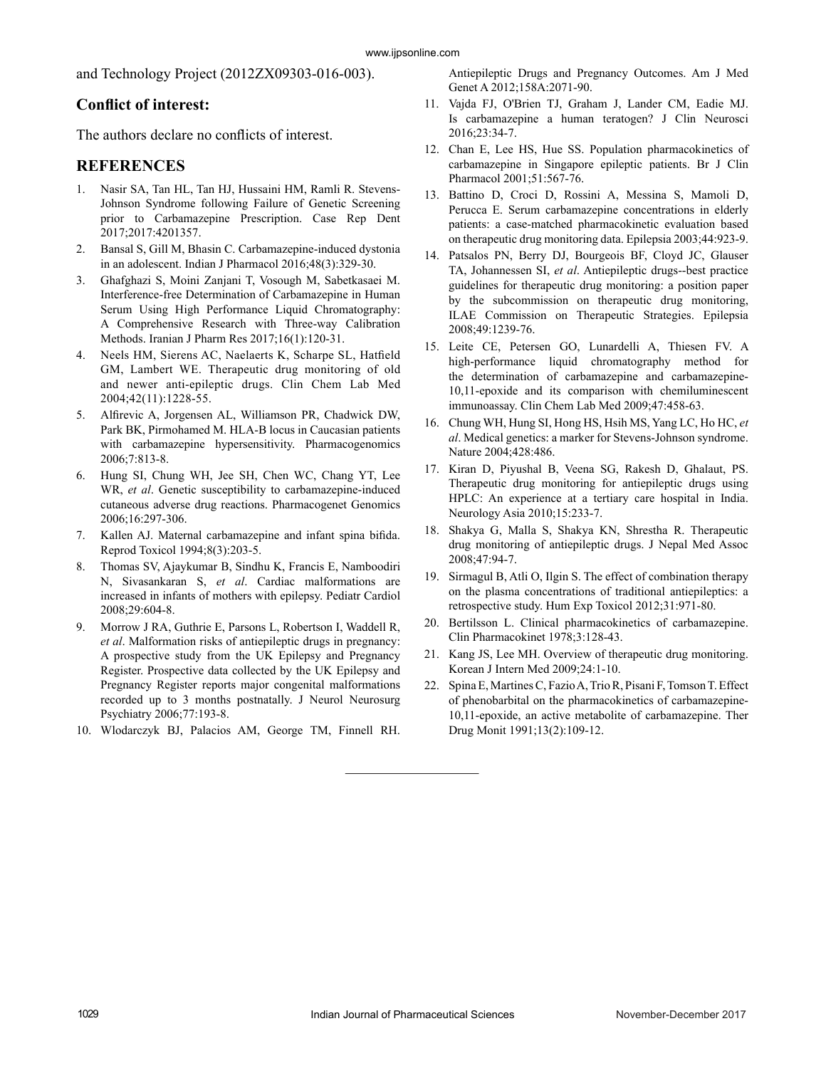and Technology Project (2012ZX09303-016-003).

## Conflict of interest:

The authors declare no conflicts of interest.

## REFERENCES

1. Nasir SA, Tan HL, Tan HJ, Hussaini HM, Ramli R. Stevens-Johnson Syndrome following Failure of Genetic Screening prior to Carbamazepine Prescription. Case Rep Dent 2017;2017:4201357.
2. Bansal S, Gill M, Bhasin C. Carbamazepine-induced dystonia in an adolescent. Indian J Pharmacol 2016;48(3):329-30.
3. Ghafghazi S, Moini Zanjani T, Vosough M, Sabetkasaei M. Interference-free Determination of Carbamazepine in Human Serum Using High Performance Liquid Chromatography: A Comprehensive Research with Three-way Calibration Methods. Iranian J Pharm Res 2017;16(1):120-31.
4. Neels HM, Sierens AC, Naelaerts K, Scharpe SL, Hatfield GM, Lambert WE. Therapeutic drug monitoring of old and newer anti-epileptic drugs. Clin Chem Lab Med 2004;42(11):1228-55.
5. Alfirevic A, Jorgensen AL, Williamson PR, Chadwick DW, Park BK, Pirmohamed M. HLA-B locus in Caucasian patients with carbamazepine hypersensitivity. Pharmacogenomics 2006;7:813-8.
6. Hung SI, Chung WH, Jee SH, Chen WC, Chang YT, Lee WR, *et al*. Genetic susceptibility to carbamazepine-induced cutaneous adverse drug reactions. Pharmacogenet Genomics 2006;16:297-306.
7. Kallen AJ. Maternal carbamazepine and infant spina bifida. Reprod Toxicol 1994;8(3):203-5.
8. Thomas SV, Ajaykumar B, Sindhu K, Francis E, Namboodiri N, Sivasankaran S, *et al*. Cardiac malformations are increased in infants of mothers with epilepsy. Pediatr Cardiol 2008;29:604-8.
9. Morrow J RA, Guthrie E, Parsons L, Robertson I, Waddell R, *et al*. Malformation risks of antiepileptic drugs in pregnancy: A prospective study from the UK Epilepsy and Pregnancy Register. Prospective data collected by the UK Epilepsy and Pregnancy Register reports major congenital malformations recorded up to 3 months postnatally. J Neurol Neurosurg Psychiatry 2006;77:193-8.
10. Wlodarczyk BJ, Palacios AM, George TM, Finnell RH. Antiepileptic Drugs and Pregnancy Outcomes. Am J Med Genet A 2012;158A:2071-90.
11. Vajda FJ, O'Brien TJ, Graham J, Lander CM, Eadie MJ. Is carbamazepine a human teratogen? J Clin Neurosci 2016;23:34-7.
12. Chan E, Lee HS, Hue SS. Population pharmacokinetics of carbamazepine in Singapore epileptic patients. Br J Clin Pharmacol 2001;51:567-76.
13. Battino D, Croci D, Rossini A, Messina S, Mamoli D, Perucca E. Serum carbamazepine concentrations in elderly patients: a case-matched pharmacokinetic evaluation based on therapeutic drug monitoring data. Epilepsia 2003;44:923-9.
14. Patsalos PN, Berry DJ, Bourgeois BF, Cloyd JC, Glauser TA, Johannessen SI, *et al*. Antiepileptic drugs--best practice guidelines for therapeutic drug monitoring: a position paper by the subcommission on therapeutic drug monitoring, ILAE Commission on Therapeutic Strategies. Epilepsia 2008;49:1239-76.
15. Leite CE, Petersen GO, Lunardelli A, Thiesen FV. A high-performance liquid chromatography method for the determination of carbamazepine and carbamazepine-10,11-epoxide and its comparison with chemiluminescent immunoassay. Clin Chem Lab Med 2009;47:458-63.
16. Chung WH, Hung SI, Hong HS, Hsih MS, Yang LC, Ho HC, *et al*. Medical genetics: a marker for Stevens-Johnson syndrome. Nature 2004;428:486.
17. Kiran D, Piyushal B, Veena SG, Rakesh D, Ghalaut, PS. Therapeutic drug monitoring for antiepileptic drugs using HPLC: An experience at a tertiary care hospital in India. Neurology Asia 2010;15:233-7.
18. Shakya G, Malla S, Shakya KN, Shrestha R. Therapeutic drug monitoring of antiepileptic drugs. J Nepal Med Assoc 2008;47:94-7.
19. Sirmagul B, Atli O, Ilgin S. The effect of combination therapy on the plasma concentrations of traditional antiepileptics: a retrospective study. Hum Exp Toxicol 2012;31:971-80.
20. Bertilsson L. Clinical pharmacokinetics of carbamazepine. Clin Pharmacokinet 1978;3:128-43.
21. Kang JS, Lee MH. Overview of therapeutic drug monitoring. Korean J Intern Med 2009;24:1-10.
22. Spina E, Martines C, Fazio A, Trio R, Pisani F, Tomson T. Effect of phenobarbital on the pharmacokinetics of carbamazepine-10,11-epoxide, an active metabolite of carbamazepine. Ther Drug Monit 1991;13(2):109-12.